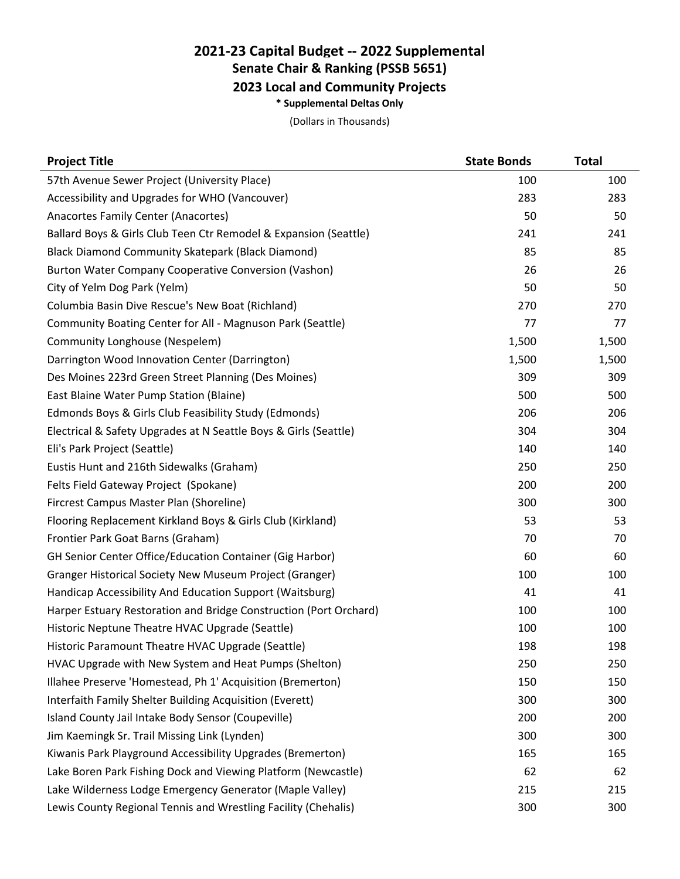## 2021-23 Capital Budget -- 2022 Supplemental

### Senate Chair & Ranking (PSSB 5651)

### 2023 Local and Community Projects

*** Supplemental Deltas Only**

(Dollars in Thousands)

| Project Title | State Bonds | Total |
|---|---|---|
| 57th Avenue Sewer Project (University Place) | 100 | 100 |
| Accessibility and Upgrades for WHO (Vancouver) | 283 | 283 |
| Anacortes Family Center (Anacortes) | 50 | 50 |
| Ballard Boys & Girls Club Teen Ctr Remodel & Expansion (Seattle) | 241 | 241 |
| Black Diamond Community Skatepark (Black Diamond) | 85 | 85 |
| Burton Water Company Cooperative Conversion (Vashon) | 26 | 26 |
| City of Yelm Dog Park (Yelm) | 50 | 50 |
| Columbia Basin Dive Rescue's New Boat (Richland) | 270 | 270 |
| Community Boating Center for All - Magnuson Park (Seattle) | 77 | 77 |
| Community Longhouse (Nespelem) | 1,500 | 1,500 |
| Darrington Wood Innovation Center (Darrington) | 1,500 | 1,500 |
| Des Moines 223rd Green Street Planning (Des Moines) | 309 | 309 |
| East Blaine Water Pump Station (Blaine) | 500 | 500 |
| Edmonds Boys & Girls Club Feasibility Study (Edmonds) | 206 | 206 |
| Electrical & Safety Upgrades at N Seattle Boys & Girls (Seattle) | 304 | 304 |
| Eli's Park Project (Seattle) | 140 | 140 |
| Eustis Hunt and 216th Sidewalks (Graham) | 250 | 250 |
| Felts Field Gateway Project (Spokane) | 200 | 200 |
| Fircrest Campus Master Plan (Shoreline) | 300 | 300 |
| Flooring Replacement Kirkland Boys & Girls Club (Kirkland) | 53 | 53 |
| Frontier Park Goat Barns (Graham) | 70 | 70 |
| GH Senior Center Office/Education Container (Gig Harbor) | 60 | 60 |
| Granger Historical Society New Museum Project (Granger) | 100 | 100 |
| Handicap Accessibility And Education Support (Waitsburg) | 41 | 41 |
| Harper Estuary Restoration and Bridge Construction (Port Orchard) | 100 | 100 |
| Historic Neptune Theatre HVAC Upgrade (Seattle) | 100 | 100 |
| Historic Paramount Theatre HVAC Upgrade (Seattle) | 198 | 198 |
| HVAC Upgrade with New System and Heat Pumps (Shelton) | 250 | 250 |
| Illahee Preserve 'Homestead, Ph 1' Acquisition (Bremerton) | 150 | 150 |
| Interfaith Family Shelter Building Acquisition (Everett) | 300 | 300 |
| Island County Jail Intake Body Sensor (Coupeville) | 200 | 200 |
| Jim Kaemingk Sr. Trail Missing Link (Lynden) | 300 | 300 |
| Kiwanis Park Playground Accessibility Upgrades (Bremerton) | 165 | 165 |
| Lake Boren Park Fishing Dock and Viewing Platform (Newcastle) | 62 | 62 |
| Lake Wilderness Lodge Emergency Generator (Maple Valley) | 215 | 215 |
| Lewis County Regional Tennis and Wrestling Facility (Chehalis) | 300 | 300 |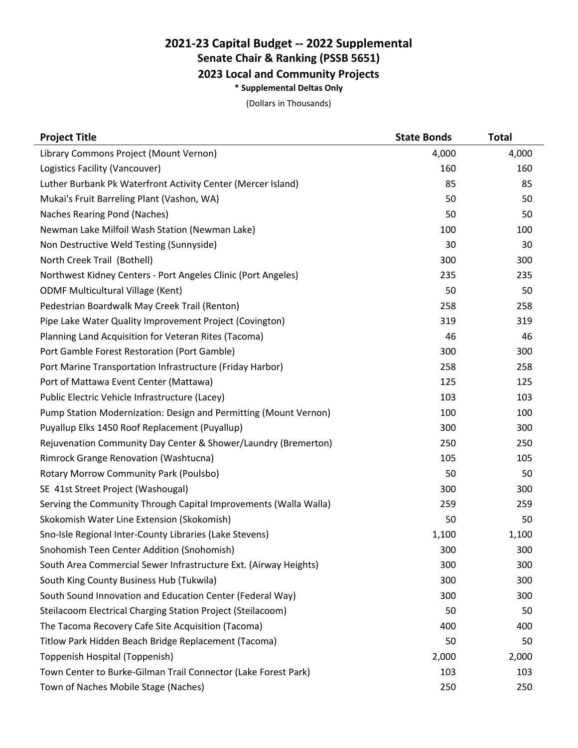# 2021-23 Capital Budget -- 2022 Supplemental

## Senate Chair & Ranking (PSSB 5651)

## 2023 Local and Community Projects

**\* Supplemental Deltas Only**

(Dollars in Thousands)

| Project Title | State Bonds | Total |
|---|---|---|
| Library Commons Project (Mount Vernon) | 4,000 | 4,000 |
| Logistics Facility (Vancouver) | 160 | 160 |
| Luther Burbank Pk Waterfront Activity Center (Mercer Island) | 85 | 85 |
| Mukai's Fruit Barreling Plant (Vashon, WA) | 50 | 50 |
| Naches Rearing Pond (Naches) | 50 | 50 |
| Newman Lake Milfoil Wash Station (Newman Lake) | 100 | 100 |
| Non Destructive Weld Testing (Sunnyside) | 30 | 30 |
| North Creek Trail (Bothell) | 300 | 300 |
| Northwest Kidney Centers - Port Angeles Clinic (Port Angeles) | 235 | 235 |
| ODMF Multicultural Village (Kent) | 50 | 50 |
| Pedestrian Boardwalk May Creek Trail (Renton) | 258 | 258 |
| Pipe Lake Water Quality Improvement Project (Covington) | 319 | 319 |
| Planning Land Acquisition for Veteran Rites (Tacoma) | 46 | 46 |
| Port Gamble Forest Restoration (Port Gamble) | 300 | 300 |
| Port Marine Transportation Infrastructure (Friday Harbor) | 258 | 258 |
| Port of Mattawa Event Center (Mattawa) | 125 | 125 |
| Public Electric Vehicle Infrastructure (Lacey) | 103 | 103 |
| Pump Station Modernization: Design and Permitting (Mount Vernon) | 100 | 100 |
| Puyallup Elks 1450 Roof Replacement (Puyallup) | 300 | 300 |
| Rejuvenation Community Day Center & Shower/Laundry (Bremerton) | 250 | 250 |
| Rimrock Grange Renovation (Washtucna) | 105 | 105 |
| Rotary Morrow Community Park (Poulsbo) | 50 | 50 |
| SE 41st Street Project (Washougal) | 300 | 300 |
| Serving the Community Through Capital Improvements (Walla Walla) | 259 | 259 |
| Skokomish Water Line Extension (Skokomish) | 50 | 50 |
| Sno-Isle Regional Inter-County Libraries (Lake Stevens) | 1,100 | 1,100 |
| Snohomish Teen Center Addition (Snohomish) | 300 | 300 |
| South Area Commercial Sewer Infrastructure Ext. (Airway Heights) | 300 | 300 |
| South King County Business Hub (Tukwila) | 300 | 300 |
| South Sound Innovation and Education Center (Federal Way) | 300 | 300 |
| Steilacoom Electrical Charging Station Project (Steilacoom) | 50 | 50 |
| The Tacoma Recovery Cafe Site Acquisition (Tacoma) | 400 | 400 |
| Titlow Park Hidden Beach Bridge Replacement (Tacoma) | 50 | 50 |
| Toppenish Hospital (Toppenish) | 2,000 | 2,000 |
| Town Center to Burke-Gilman Trail Connector (Lake Forest Park) | 103 | 103 |
| Town of Naches Mobile Stage (Naches) | 250 | 250 |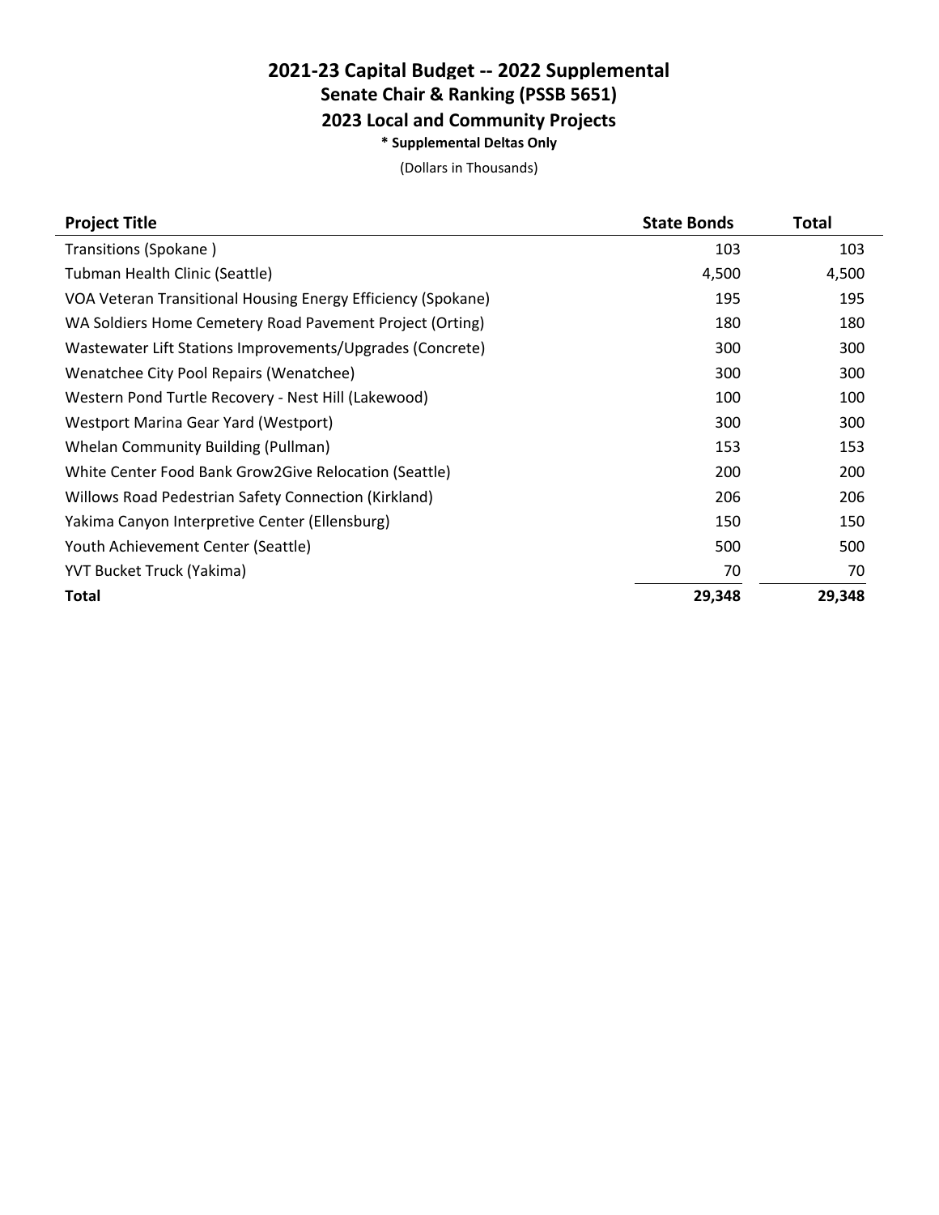## 2021-23 Capital Budget -- 2022 Supplemental
### Senate Chair & Ranking (PSSB 5651)
### 2023 Local and Community Projects

**\* Supplemental Deltas Only**

(Dollars in Thousands)

| Project Title | State Bonds | Total |
|---|---|---|
| Transitions (Spokane ) | 103 | 103 |
| Tubman Health Clinic (Seattle) | 4,500 | 4,500 |
| VOA Veteran Transitional Housing Energy Efficiency (Spokane) | 195 | 195 |
| WA Soldiers Home Cemetery Road Pavement Project (Orting) | 180 | 180 |
| Wastewater Lift Stations Improvements/Upgrades (Concrete) | 300 | 300 |
| Wenatchee City Pool Repairs (Wenatchee) | 300 | 300 |
| Western Pond Turtle Recovery - Nest Hill (Lakewood) | 100 | 100 |
| Westport Marina Gear Yard (Westport) | 300 | 300 |
| Whelan Community Building (Pullman) | 153 | 153 |
| White Center Food Bank Grow2Give Relocation (Seattle) | 200 | 200 |
| Willows Road Pedestrian Safety Connection (Kirkland) | 206 | 206 |
| Yakima Canyon Interpretive Center (Ellensburg) | 150 | 150 |
| Youth Achievement Center (Seattle) | 500 | 500 |
| YVT Bucket Truck (Yakima) | 70 | 70 |
| **Total** | **29,348** | **29,348** |